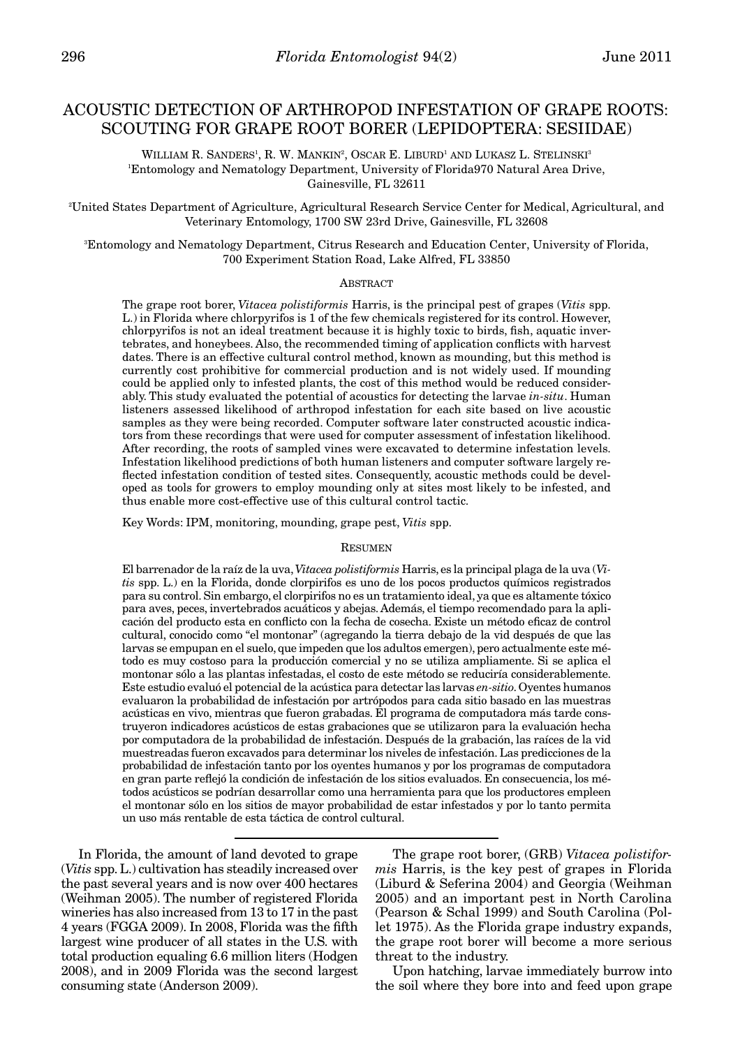# ACOUSTIC DETECTION OF ARTHROPOD INFESTATION OF GRAPE ROOTS: SCOUTING FOR GRAPE ROOT BORER (LEPIDOPTERA: SESIIDAE)

WILLIAM R. SANDERS[1], R. W. MANKIN[2], OSCAR E. LIBURD[1] AND LUKASZ L. STELINSKI[3]

[1]Entomology and Nematology Department, University of Florida970 Natural Area Drive, Gainesville, FL 32611

[2]United States Department of Agriculture, Agricultural Research Service Center for Medical, Agricultural, and Veterinary Entomology, 1700 SW 23rd Drive, Gainesville, FL 32608

[3]Entomology and Nematology Department, Citrus Research and Education Center, University of Florida, 700 Experiment Station Road, Lake Alfred, FL 33850

## ABSTRACT

The grape root borer, *Vitacea polistiformis* Harris, is the principal pest of grapes (*Vitis* spp. L.) in Florida where chlorpyrifos is 1 of the few chemicals registered for its control. However, chlorpyrifos is not an ideal treatment because it is highly toxic to birds, fish, aquatic invertebrates, and honeybees. Also, the recommended timing of application conflicts with harvest dates. There is an effective cultural control method, known as mounding, but this method is currently cost prohibitive for commercial production and is not widely used. If mounding could be applied only to infested plants, the cost of this method would be reduced considerably. This study evaluated the potential of acoustics for detecting the larvae *in-situ*. Human listeners assessed likelihood of arthropod infestation for each site based on live acoustic samples as they were being recorded. Computer software later constructed acoustic indicators from these recordings that were used for computer assessment of infestation likelihood. After recording, the roots of sampled vines were excavated to determine infestation levels. Infestation likelihood predictions of both human listeners and computer software largely reflected infestation condition of tested sites. Consequently, acoustic methods could be developed as tools for growers to employ mounding only at sites most likely to be infested, and thus enable more cost-effective use of this cultural control tactic.

Key Words: IPM, monitoring, mounding, grape pest, *Vitis* spp.

## RESUMEN

El barrenador de la raíz de la uva, *Vitacea polistiformis* Harris, es la principal plaga de la uva (*Vitis* spp. L.) en la Florida, donde clorpirifos es uno de los pocos productos químicos registrados para su control. Sin embargo, el clorpirifos no es un tratamiento ideal, ya que es altamente tóxico para aves, peces, invertebrados acuáticos y abejas. Además, el tiempo recomendado para la aplicación del producto esta en conflicto con la fecha de cosecha. Existe un método eficaz de control cultural, conocido como "el montonar" (agregando la tierra debajo de la vid después de que las larvas se empupan en el suelo, que impeden que los adultos emergen), pero actualmente este método es muy costoso para la producción comercial y no se utiliza ampliamente. Si se aplica el montonar sólo a las plantas infestadas, el costo de este método se reduciría considerablemente. Este estudio evaluó el potencial de la acústica para detectar las larvas *en-sitio*. Oyentes humanos evaluaron la probabilidad de infestación por artrópodos para cada sitio basado en las muestras acústicas en vivo, mientras que fueron grabadas. El programa de computadora más tarde construyeron indicadores acústicos de estas grabaciones que se utilizaron para la evaluación hecha por computadora de la probabilidad de infestación. Después de la grabación, las raíces de la vid muestreadas fueron excavados para determinar los niveles de infestación. Las predicciones de la probabilidad de infestación tanto por los oyentes humanos y por los programas de computadora en gran parte reflejó la condición de infestación de los sitios evaluados. En consecuencia, los métodos acústicos se podrían desarrollar como una herramienta para que los productores empleen el montonar sólo en los sitios de mayor probabilidad de estar infestados y por lo tanto permita un uso más rentable de esta táctica de control cultural.

In Florida, the amount of land devoted to grape (*Vitis* spp. L.) cultivation has steadily increased over the past several years and is now over 400 hectares (Weihman 2005). The number of registered Florida wineries has also increased from 13 to 17 in the past 4 years (FGGA 2009). In 2008, Florida was the fifth largest wine producer of all states in the U.S. with total production equaling 6.6 million liters (Hodgen 2008), and in 2009 Florida was the second largest consuming state (Anderson 2009).

The grape root borer, (GRB) *Vitacea polistiformis* Harris, is the key pest of grapes in Florida (Liburd & Seferina 2004) and Georgia (Weihman 2005) and an important pest in North Carolina (Pearson & Schal 1999) and South Carolina (Pollet 1975). As the Florida grape industry expands, the grape root borer will become a more serious threat to the industry.

Upon hatching, larvae immediately burrow into the soil where they bore into and feed upon grape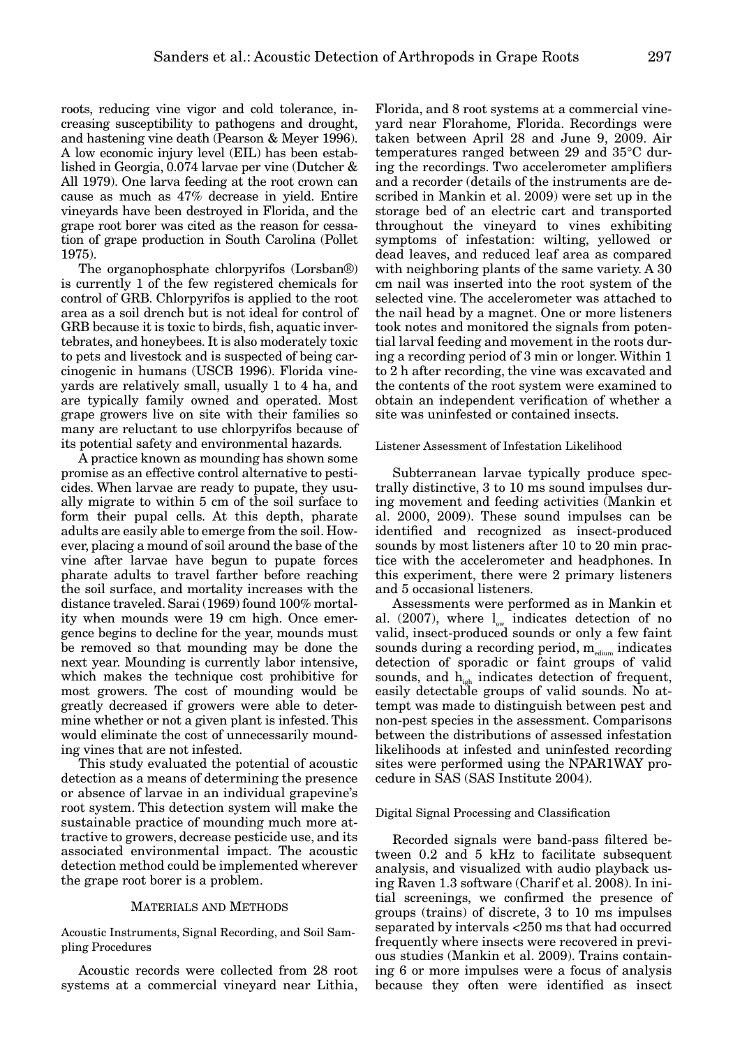roots, reducing vine vigor and cold tolerance, increasing susceptibility to pathogens and drought, and hastening vine death (Pearson & Meyer 1996). A low economic injury level (EIL) has been established in Georgia, 0.074 larvae per vine (Dutcher & All 1979). One larva feeding at the root crown can cause as much as 47% decrease in yield. Entire vineyards have been destroyed in Florida, and the grape root borer was cited as the reason for cessation of grape production in South Carolina (Pollet 1975).

The organophosphate chlorpyrifos (Lorsban®) is currently 1 of the few registered chemicals for control of GRB. Chlorpyrifos is applied to the root area as a soil drench but is not ideal for control of GRB because it is toxic to birds, fish, aquatic invertebrates, and honeybees. It is also moderately toxic to pets and livestock and is suspected of being carcinogenic in humans (USCB 1996). Florida vineyards are relatively small, usually 1 to 4 ha, and are typically family owned and operated. Most grape growers live on site with their families so many are reluctant to use chlorpyrifos because of its potential safety and environmental hazards.

A practice known as mounding has shown some promise as an effective control alternative to pesticides. When larvae are ready to pupate, they usually migrate to within 5 cm of the soil surface to form their pupal cells. At this depth, pharate adults are easily able to emerge from the soil. However, placing a mound of soil around the base of the vine after larvae have begun to pupate forces pharate adults to travel farther before reaching the soil surface, and mortality increases with the distance traveled. Sarai (1969) found 100% mortality when mounds were 19 cm high. Once emergence begins to decline for the year, mounds must be removed so that mounding may be done the next year. Mounding is currently labor intensive, which makes the technique cost prohibitive for most growers. The cost of mounding would be greatly decreased if growers were able to determine whether or not a given plant is infested. This would eliminate the cost of unnecessarily mounding vines that are not infested.

This study evaluated the potential of acoustic detection as a means of determining the presence or absence of larvae in an individual grapevine's root system. This detection system will make the sustainable practice of mounding much more attractive to growers, decrease pesticide use, and its associated environmental impact. The acoustic detection method could be implemented wherever the grape root borer is a problem.

## MATERIALS AND METHODS

### Acoustic Instruments, Signal Recording, and Soil Sampling Procedures

Acoustic records were collected from 28 root systems at a commercial vineyard near Lithia, Florida, and 8 root systems at a commercial vineyard near Florahome, Florida. Recordings were taken between April 28 and June 9, 2009. Air temperatures ranged between 29 and 35°C during the recordings. Two accelerometer amplifiers and a recorder (details of the instruments are described in Mankin et al. 2009) were set up in the storage bed of an electric cart and transported throughout the vineyard to vines exhibiting symptoms of infestation: wilting, yellowed or dead leaves, and reduced leaf area as compared with neighboring plants of the same variety. A 30 cm nail was inserted into the root system of the selected vine. The accelerometer was attached to the nail head by a magnet. One or more listeners took notes and monitored the signals from potential larval feeding and movement in the roots during a recording period of 3 min or longer. Within 1 to 2 h after recording, the vine was excavated and the contents of the root system were examined to obtain an independent verification of whether a site was uninfested or contained insects.

### Listener Assessment of Infestation Likelihood

Subterranean larvae typically produce spectrally distinctive, 3 to 10 ms sound impulses during movement and feeding activities (Mankin et al. 2000, 2009). These sound impulses can be identified and recognized as insect-produced sounds by most listeners after 10 to 20 min practice with the accelerometer and headphones. In this experiment, there were 2 primary listeners and 5 occasional listeners.

Assessments were performed as in Mankin et al. (2007), where $l_{ow}$ indicates detection of no valid, insect-produced sounds or only a few faint sounds during a recording period, $m_{edium}$ indicates detection of sporadic or faint groups of valid sounds, and $h_{igh}$ indicates detection of frequent, easily detectable groups of valid sounds. No attempt was made to distinguish between pest and non-pest species in the assessment. Comparisons between the distributions of assessed infestation likelihoods at infested and uninfested recording sites were performed using the NPAR1WAY procedure in SAS (SAS Institute 2004).

### Digital Signal Processing and Classification

Recorded signals were band-pass filtered between 0.2 and 5 kHz to facilitate subsequent analysis, and visualized with audio playback using Raven 1.3 software (Charif et al. 2008). In initial screenings, we confirmed the presence of groups (trains) of discrete, 3 to 10 ms impulses separated by intervals <250 ms that had occurred frequently where insects were recovered in previous studies (Mankin et al. 2009). Trains containing 6 or more impulses were a focus of analysis because they often were identified as insect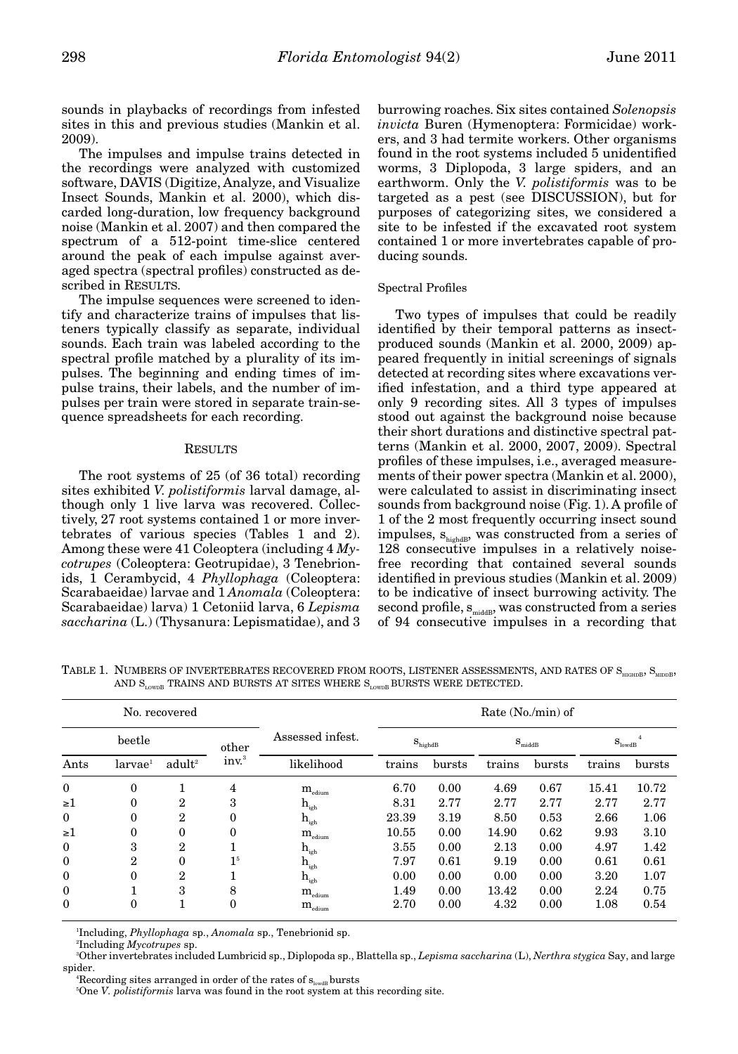sounds in playbacks of recordings from infested sites in this and previous studies (Mankin et al. 2009).

The impulses and impulse trains detected in the recordings were analyzed with customized software, DAVIS (Digitize, Analyze, and Visualize Insect Sounds, Mankin et al. 2000), which discarded long-duration, low frequency background noise (Mankin et al. 2007) and then compared the spectrum of a 512-point time-slice centered around the peak of each impulse against averaged spectra (spectral profiles) constructed as described in RESULTS.

The impulse sequences were screened to identify and characterize trains of impulses that listeners typically classify as separate, individual sounds. Each train was labeled according to the spectral profile matched by a plurality of its impulses. The beginning and ending times of impulse trains, their labels, and the number of impulses per train were stored in separate train-sequence spreadsheets for each recording.

## RESULTS

The root systems of 25 (of 36 total) recording sites exhibited *V. polistiformis* larval damage, although only 1 live larva was recovered. Collectively, 27 root systems contained 1 or more invertebrates of various species (Tables 1 and 2). Among these were 41 Coleoptera (including 4 *Mycotrupes* (Coleoptera: Geotrupidae), 3 Tenebrionids, 1 Cerambycid, 4 *Phyllophaga* (Coleoptera: Scarabaeidae) larvae and 1 *Anomala* (Coleoptera: Scarabaeidae) larva) 1 Cetoniid larva, 6 *Lepisma saccharina* (L.) (Thysanura: Lepismatidae), and 3 burrowing roaches. Six sites contained *Solenopsis invicta* Buren (Hymenoptera: Formicidae) workers, and 3 had termite workers. Other organisms found in the root systems included 5 unidentified worms, 3 Diplopoda, 3 large spiders, and an earthworm. Only the *V. polistiformis* was to be targeted as a pest (see DISCUSSION), but for purposes of categorizing sites, we considered a site to be infested if the excavated root system contained 1 or more invertebrates capable of producing sounds.

### Spectral Profiles

Two types of impulses that could be readily identified by their temporal patterns as insect-produced sounds (Mankin et al. 2000, 2009) appeared frequently in initial screenings of signals detected at recording sites where excavations verified infestation, and a third type appeared at only 9 recording sites. All 3 types of impulses stood out against the background noise because their short durations and distinctive spectral patterns (Mankin et al. 2000, 2007, 2009). Spectral profiles of these impulses, i.e., averaged measurements of their power spectra (Mankin et al. 2000), were calculated to assist in discriminating insect sounds from background noise (Fig. 1). A profile of 1 of the 2 most frequently occurring insect sound impulses, $s_{highdB}$, was constructed from a series of 128 consecutive impulses in a relatively noise-free recording that contained several sounds identified in previous studies (Mankin et al. 2009) to be indicative of insect burrowing activity. The second profile, $s_{middB}$, was constructed from a series of 94 consecutive impulses in a recording that

TABLE 1. NUMBERS OF INVERTEBRATES RECOVERED FROM ROOTS, LISTENER ASSESSMENTS, AND RATES OF $S_{HIGHDB}$, $S_{MIDDB}$, AND $S_{LOWDB}$ TRAINS AND BURSTS AT SITES WHERE $S_{LOWDB}$ BURSTS WERE DETECTED.

| No. recovered | | | | Assessed infest. | Rate (No./min) of | | | | | |
|---|---|---|---|---|---|---|---|---|---|---|
| | beetle | | other | | $s_{highdB}$ | | $s_{middB}$ | | $s_{lowdB}$ [4] | |
| Ants | larvae[1] | adult[2] | inv.[3] | likelihood | trains | bursts | trains | bursts | trains | bursts |
| 0 | 0 | 1 | 4 | $m_{edium}$ | 6.70 | 0.00 | 4.69 | 0.67 | 15.41 | 10.72 |
| ≥1 | 0 | 2 | 3 | $h_{igh}$ | 8.31 | 2.77 | 2.77 | 2.77 | 2.77 | 2.77 |
| 0 | 0 | 2 | 0 | $h_{igh}$ | 23.39 | 3.19 | 8.50 | 0.53 | 2.66 | 1.06 |
| ≥1 | 0 | 0 | 0 | $m_{edium}$ | 10.55 | 0.00 | 14.90 | 0.62 | 9.93 | 3.10 |
| 0 | 3 | 2 | 1 | $h_{igh}$ | 3.55 | 0.00 | 2.13 | 0.00 | 4.97 | 1.42 |
| 0 | 2 | 0 | 1[5] | $h_{igh}$ | 7.97 | 0.61 | 9.19 | 0.00 | 0.61 | 0.61 |
| 0 | 0 | 2 | 1 | $h_{igh}$ | 0.00 | 0.00 | 0.00 | 0.00 | 3.20 | 1.07 |
| 0 | 1 | 3 | 8 | $m_{edium}$ | 1.49 | 0.00 | 13.42 | 0.00 | 2.24 | 0.75 |
| 0 | 0 | 1 | 0 | $m_{edium}$ | 2.70 | 0.00 | 4.32 | 0.00 | 1.08 | 0.54 |

[1]Including, *Phyllophaga* sp., *Anomala* sp., Tenebrionid sp.

[2]Including *Mycotrupes* sp.

[3]Other invertebrates included Lumbricid sp., Diplopoda sp., Blattella sp., *Lepisma saccharina* (L), *Nerthra stygica* Say, and large spider.

[4]Recording sites arranged in order of the rates of $s_{lowdB}$ bursts

[5]One *V. polistiformis* larva was found in the root system at this recording site.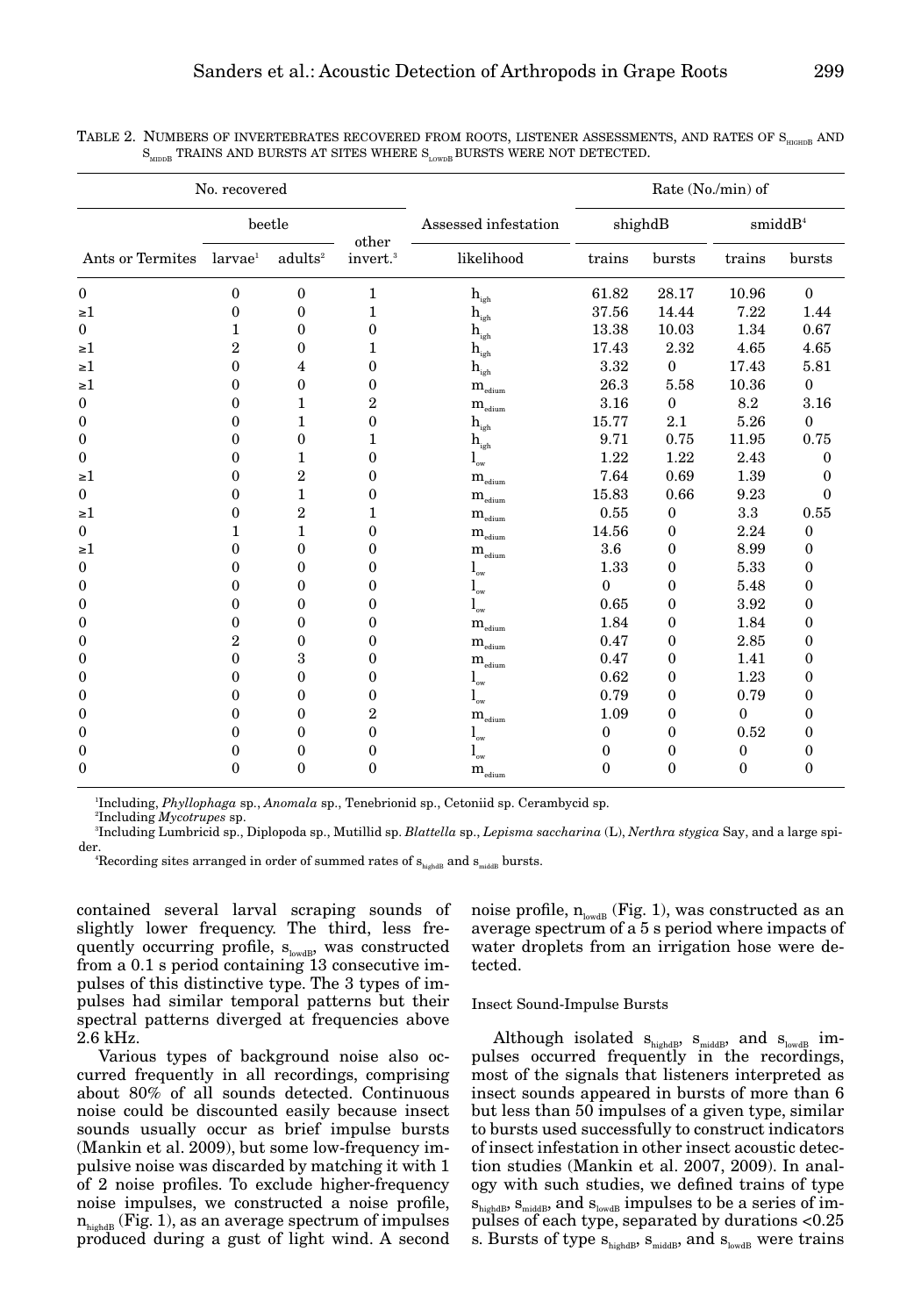TABLE 2. NUMBERS OF INVERTEBRATES RECOVERED FROM ROOTS, LISTENER ASSESSMENTS, AND RATES OF $S_{HIGHDB}$ AND $S_{MIDDB}$ TRAINS AND BURSTS AT SITES WHERE $S_{LOWDB}$ BURSTS WERE NOT DETECTED.

| No. recovered | | | | Assessed infestation | Rate (No./min) of | | | |
|---|---|---|---|---|---|---|---|---|
| | beetle | | other | | shighdB | | smiddB[4] | |
| Ants or Termites | larvae[1] | adults[2] | invert.[3] | likelihood | trains | bursts | trains | bursts |
| 0 | 0 | 0 | 1 | $h_{igh}$ | 61.82 | 28.17 | 10.96 | 0 |
| ≥1 | 0 | 0 | 1 | $h_{igh}$ | 37.56 | 14.44 | 7.22 | 1.44 |
| 0 | 1 | 0 | 0 | $h_{igh}$ | 13.38 | 10.03 | 1.34 | 0.67 |
| ≥1 | 2 | 0 | 1 | $h_{igh}$ | 17.43 | 2.32 | 4.65 | 4.65 |
| ≥1 | 0 | 4 | 0 | $h_{igh}$ | 3.32 | 0 | 17.43 | 5.81 |
| ≥1 | 0 | 0 | 0 | $m_{edium}$ | 26.3 | 5.58 | 10.36 | 0 |
| 0 | 0 | 1 | 2 | $m_{edium}$ | 3.16 | 0 | 8.2 | 3.16 |
| 0 | 0 | 1 | 0 | $h_{igh}$ | 15.77 | 2.1 | 5.26 | 0 |
| 0 | 0 | 0 | 1 | $h_{igh}$ | 9.71 | 0.75 | 11.95 | 0.75 |
| 0 | 0 | 1 | 0 | $l_{ow}$ | 1.22 | 1.22 | 2.43 | 0 |
| ≥1 | 0 | 2 | 0 | $m_{edium}$ | 7.64 | 0.69 | 1.39 | 0 |
| 0 | 0 | 1 | 0 | $m_{edium}$ | 15.83 | 0.66 | 9.23 | 0 |
| ≥1 | 0 | 2 | 1 | $m_{edium}$ | 0.55 | 0 | 3.3 | 0.55 |
| 0 | 1 | 1 | 0 | $m_{edium}$ | 14.56 | 0 | 2.24 | 0 |
| ≥1 | 0 | 0 | 0 | $m_{edium}$ | 3.6 | 0 | 8.99 | 0 |
| 0 | 0 | 0 | 0 | $l_{ow}$ | 1.33 | 0 | 5.33 | 0 |
| 0 | 0 | 0 | 0 | $l_{ow}$ | 0 | 0 | 5.48 | 0 |
| 0 | 0 | 0 | 0 | $l_{ow}$ | 0.65 | 0 | 3.92 | 0 |
| 0 | 0 | 0 | 0 | $m_{edium}$ | 1.84 | 0 | 1.84 | 0 |
| 0 | 2 | 0 | 0 | $m_{edium}$ | 0.47 | 0 | 2.85 | 0 |
| 0 | 0 | 3 | 0 | $m_{edium}$ | 0.47 | 0 | 1.41 | 0 |
| 0 | 0 | 0 | 0 | $l_{ow}$ | 0.62 | 0 | 1.23 | 0 |
| 0 | 0 | 0 | 0 | $l_{ow}$ | 0.79 | 0 | 0.79 | 0 |
| 0 | 0 | 0 | 2 | $m_{edium}$ | 1.09 | 0 | 0 | 0 |
| 0 | 0 | 0 | 0 | $l_{ow}$ | 0 | 0 | 0.52 | 0 |
| 0 | 0 | 0 | 0 | $l_{ow}$ | 0 | 0 | 0 | 0 |
| 0 | 0 | 0 | 0 | $m_{edium}$ | 0 | 0 | 0 | 0 |

[1]Including, *Phyllophaga* sp., *Anomala* sp., Tenebrionid sp., Cetoniid sp. Cerambycid sp.

[2]Including *Mycotrupes* sp.

[3]Including Lumbricid sp., Diplopoda sp., Mutillid sp. *Blattella* sp., *Lepisma saccharina* (L), *Nerthra stygica* Say, and a large spider.

[4]Recording sites arranged in order of summed rates of $s_{highdB}$ and $s_{middB}$ bursts.

contained several larval scraping sounds of slightly lower frequency. The third, less frequently occurring profile, $s_{lowdB}$, was constructed from a 0.1 s period containing 13 consecutive impulses of this distinctive type. The 3 types of impulses had similar temporal patterns but their spectral patterns diverged at frequencies above 2.6 kHz.

Various types of background noise also occurred frequently in all recordings, comprising about 80% of all sounds detected. Continuous noise could be discounted easily because insect sounds usually occur as brief impulse bursts (Mankin et al. 2009), but some low-frequency impulsive noise was discarded by matching it with 1 of 2 noise profiles. To exclude higher-frequency noise impulses, we constructed a noise profile, $n_{highdB}$ (Fig. 1), as an average spectrum of impulses produced during a gust of light wind. A second noise profile, $n_{lowdB}$ (Fig. 1), was constructed as an average spectrum of a 5 s period where impacts of water droplets from an irrigation hose were detected.

### Insect Sound-Impulse Bursts

Although isolated $s_{highdB}$, $s_{middB}$, and $s_{lowdB}$ impulses occurred frequently in the recordings, most of the signals that listeners interpreted as insect sounds appeared in bursts of more than 6 but less than 50 impulses of a given type, similar to bursts used successfully to construct indicators of insect infestation in other insect acoustic detection studies (Mankin et al. 2007, 2009). In analogy with such studies, we defined trains of type $s_{highdB}$, $s_{middB}$, and $s_{lowdB}$ impulses to be a series of impulses of each type, separated by durations <0.25 s. Bursts of type $s_{highdB}$, $s_{middB}$, and $s_{lowdB}$ were trains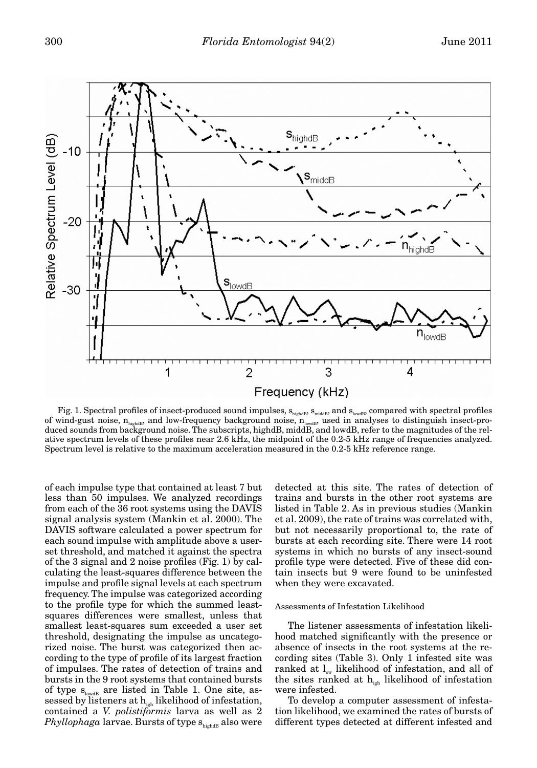Fig. 1. Spectral profiles of insect-produced sound impulses, $s_{highdB}$, $s_{middB}$, and $s_{lowdB}$, compared with spectral profiles of wind-gust noise, $n_{highdB}$, and low-frequency background noise, $n_{lowdB}$, used in analyses to distinguish insect-produced sounds from background noise. The subscripts, highdB, middB, and lowdB, refer to the magnitudes of the relative spectrum levels of these profiles near 2.6 kHz, the midpoint of the 0.2-5 kHz range of frequencies analyzed. Spectrum level is relative to the maximum acceleration measured in the 0.2-5 kHz reference range.

of each impulse type that contained at least 7 but less than 50 impulses. We analyzed recordings from each of the 36 root systems using the DAVIS signal analysis system (Mankin et al. 2000). The DAVIS software calculated a power spectrum for each sound impulse with amplitude above a user-set threshold, and matched it against the spectra of the 3 signal and 2 noise profiles (Fig. 1) by calculating the least-squares difference between the impulse and profile signal levels at each spectrum frequency. The impulse was categorized according to the profile type for which the summed least-squares differences were smallest, unless that smallest least-squares sum exceeded a user set threshold, designating the impulse as uncategorized noise. The burst was categorized then according to the type of profile of its largest fraction of impulses. The rates of detection of trains and bursts in the 9 root systems that contained bursts of type $s_{lowdB}$ are listed in Table 1. One site, assessed by listeners at $h_{igh}$ likelihood of infestation, contained a *V. polistiformis* larva as well as 2 *Phyllophaga* larvae. Bursts of type $s_{highdB}$ also were detected at this site. The rates of detection of trains and bursts in the other root systems are listed in Table 2. As in previous studies (Mankin et al. 2009), the rate of trains was correlated with, but not necessarily proportional to, the rate of bursts at each recording site. There were 14 root systems in which no bursts of any insect-sound profile type were detected. Five of these did contain insects but 9 were found to be uninfested when they were excavated.

#### Assessments of Infestation Likelihood

The listener assessments of infestation likelihood matched significantly with the presence or absence of insects in the root systems at the recording sites (Table 3). Only 1 infested site was ranked at $l_{ow}$ likelihood of infestation, and all of the sites ranked at $h_{igh}$ likelihood of infestation were infested.

To develop a computer assessment of infestation likelihood, we examined the rates of bursts of different types detected at different infested and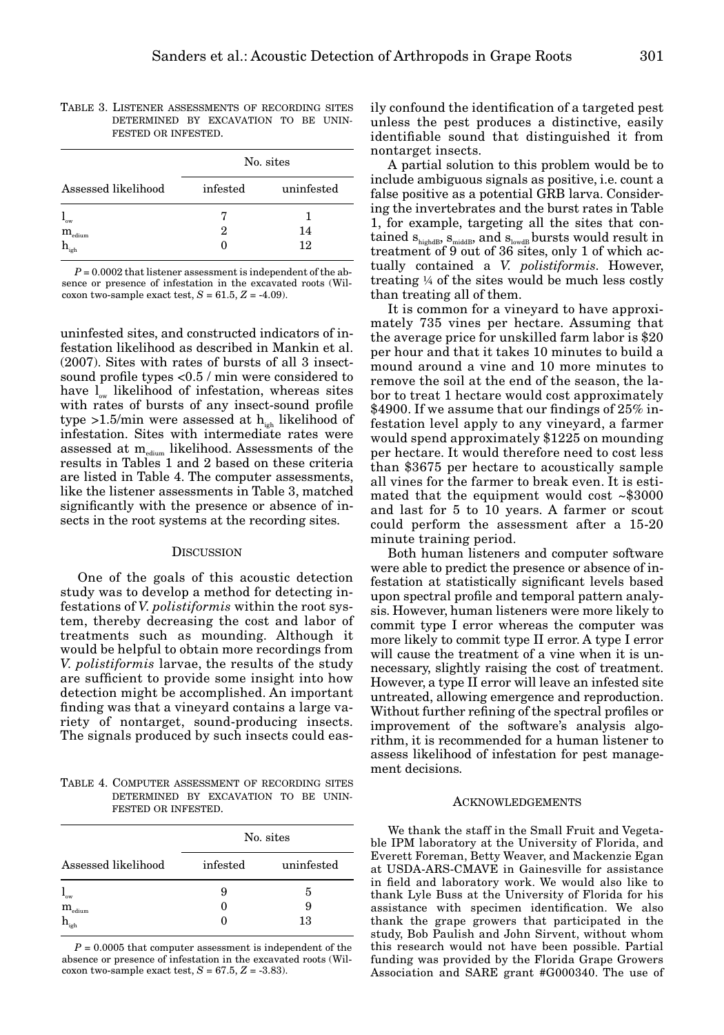TABLE 3. LISTENER ASSESSMENTS OF RECORDING SITES DETERMINED BY EXCAVATION TO BE UNINFESTED OR INFESTED.

| Assessed likelihood | No. sites | |
|---|---|---|
| | infested | uninfested |
| $l_{ow}$ | 7 | 1 |
| $m_{edium}$ | 2 | 14 |
| $h_{igh}$ | 0 | 12 |

$P = 0.0002$ that listener assessment is independent of the absence or presence of infestation in the excavated roots (Wilcoxon two-sample exact test, $S = 61.5$, $Z = -4.09$).

uninfested sites, and constructed indicators of infestation likelihood as described in Mankin et al. (2007). Sites with rates of bursts of all 3 insect-sound profile types <0.5 / min were considered to have $l_{ow}$ likelihood of infestation, whereas sites with rates of bursts of any insect-sound profile type >1.5/min were assessed at $h_{igh}$ likelihood of infestation. Sites with intermediate rates were assessed at $m_{edium}$ likelihood. Assessments of the results in Tables 1 and 2 based on these criteria are listed in Table 4. The computer assessments, like the listener assessments in Table 3, matched significantly with the presence or absence of insects in the root systems at the recording sites.

## DISCUSSION

One of the goals of this acoustic detection study was to develop a method for detecting infestations of *V. polistiformis* within the root system, thereby decreasing the cost and labor of treatments such as mounding. Although it would be helpful to obtain more recordings from *V. polistiformis* larvae, the results of the study are sufficient to provide some insight into how detection might be accomplished. An important finding was that a vineyard contains a large variety of nontarget, sound-producing insects. The signals produced by such insects could easily confound the identification of a targeted pest unless the pest produces a distinctive, easily identifiable sound that distinguished it from nontarget insects.

A partial solution to this problem would be to include ambiguous signals as positive, i.e. count a false positive as a potential GRB larva. Considering the invertebrates and the burst rates in Table 1, for example, targeting all the sites that contained $s_{highdB}$, $s_{middB}$, and $s_{lowdB}$ bursts would result in treatment of 9 out of 36 sites, only 1 of which actually contained a *V. polistiformis*. However, treating ¼ of the sites would be much less costly than treating all of them.

It is common for a vineyard to have approximately 735 vines per hectare. Assuming that the average price for unskilled farm labor is $20 per hour and that it takes 10 minutes to build a mound around a vine and 10 more minutes to remove the soil at the end of the season, the labor to treat 1 hectare would cost approximately $4900. If we assume that our findings of 25% infestation level apply to any vineyard, a farmer would spend approximately $1225 on mounding per hectare. It would therefore need to cost less than $3675 per hectare to acoustically sample all vines for the farmer to break even. It is estimated that the equipment would cost ~$3000 and last for 5 to 10 years. A farmer or scout could perform the assessment after a 15-20 minute training period.

Both human listeners and computer software were able to predict the presence or absence of infestation at statistically significant levels based upon spectral profile and temporal pattern analysis. However, human listeners were more likely to commit type I error whereas the computer was more likely to commit type II error. A type I error will cause the treatment of a vine when it is unnecessary, slightly raising the cost of treatment. However, a type II error will leave an infested site untreated, allowing emergence and reproduction. Without further refining of the spectral profiles or improvement of the software's analysis algorithm, it is recommended for a human listener to assess likelihood of infestation for pest management decisions.

TABLE 4. COMPUTER ASSESSMENT OF RECORDING SITES DETERMINED BY EXCAVATION TO BE UNINFESTED OR INFESTED.

| Assessed likelihood | No. sites | |
|---|---|---|
| | infested | uninfested |
| $l_{ow}$ | 9 | 5 |
| $m_{edium}$ | 0 | 9 |
| $h_{igh}$ | 0 | 13 |

$P = 0.0005$ that computer assessment is independent of the absence or presence of infestation in the excavated roots (Wilcoxon two-sample exact test, $S = 67.5$, $Z = -3.83$).

## ACKNOWLEDGEMENTS

We thank the staff in the Small Fruit and Vegetable IPM laboratory at the University of Florida, and Everett Foreman, Betty Weaver, and Mackenzie Egan at USDA-ARS-CMAVE in Gainesville for assistance in field and laboratory work. We would also like to thank Lyle Buss at the University of Florida for his assistance with specimen identification. We also thank the grape growers that participated in the study, Bob Paulish and John Sirvent, without whom this research would not have been possible. Partial funding was provided by the Florida Grape Growers Association and SARE grant #G000340. The use of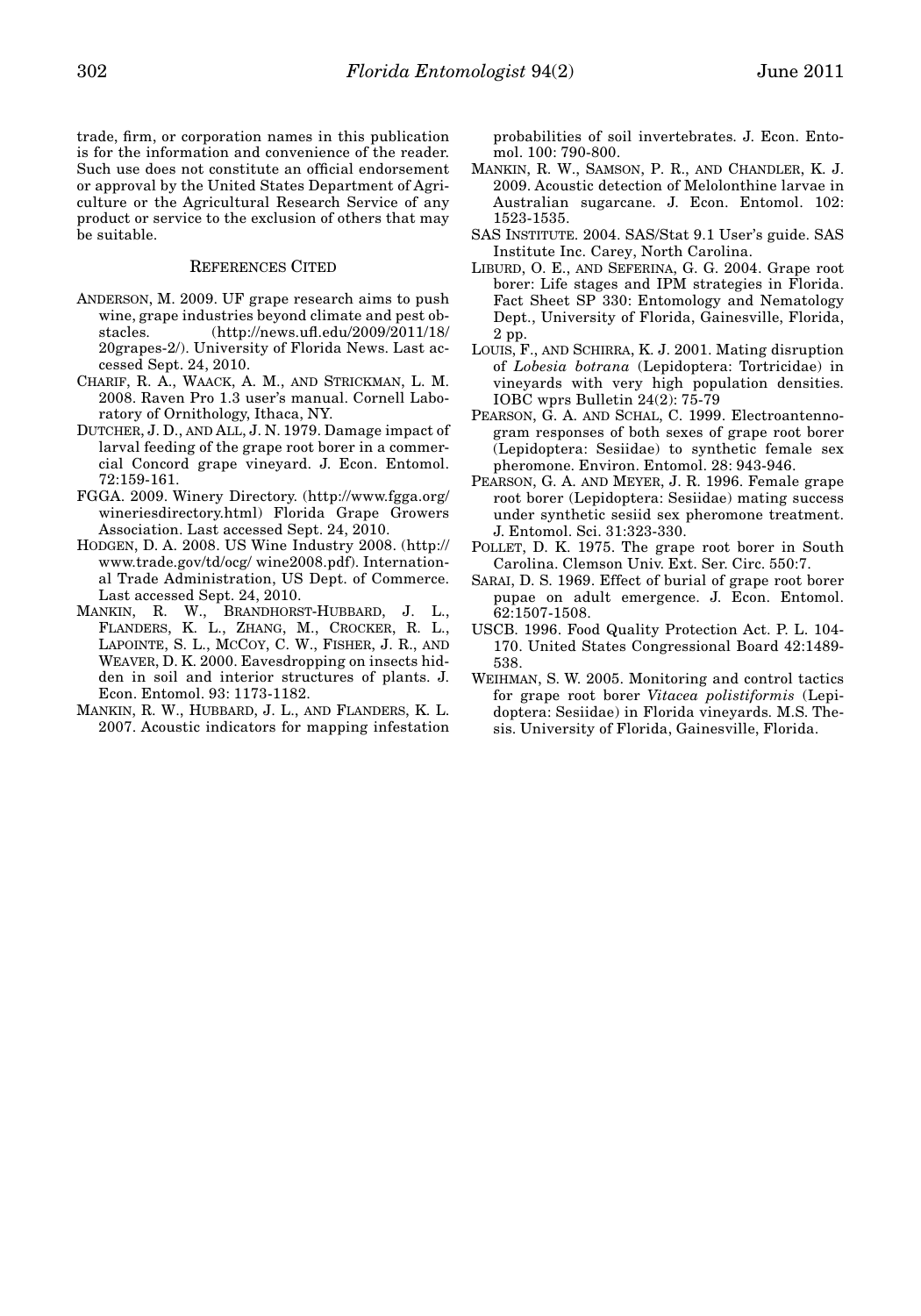trade, firm, or corporation names in this publication is for the information and convenience of the reader. Such use does not constitute an official endorsement or approval by the United States Department of Agriculture or the Agricultural Research Service of any product or service to the exclusion of others that may be suitable.

## References Cited

ANDERSON, M. 2009. UF grape research aims to push wine, grape industries beyond climate and pest obstacles. (http://news.ufl.edu/2009/2011/18/20grapes-2/). University of Florida News. Last accessed Sept. 24, 2010.

CHARIF, R. A., WAACK, A. M., AND STRICKMAN, L. M. 2008. Raven Pro 1.3 user's manual. Cornell Laboratory of Ornithology, Ithaca, NY.

DUTCHER, J. D., AND ALL, J. N. 1979. Damage impact of larval feeding of the grape root borer in a commercial Concord grape vineyard. J. Econ. Entomol. 72:159-161.

FGGA. 2009. Winery Directory. (http://www.fgga.org/wineriesdirectory.html) Florida Grape Growers Association. Last accessed Sept. 24, 2010.

HODGEN, D. A. 2008. US Wine Industry 2008. (http://www.trade.gov/td/ocg/ wine2008.pdf). International Trade Administration, US Dept. of Commerce. Last accessed Sept. 24, 2010.

MANKIN, R. W., BRANDHORST-HUBBARD, J. L., FLANDERS, K. L., ZHANG, M., CROCKER, R. L., LAPOINTE, S. L., MCCOY, C. W., FISHER, J. R., AND WEAVER, D. K. 2000. Eavesdropping on insects hidden in soil and interior structures of plants. J. Econ. Entomol. 93: 1173-1182.

MANKIN, R. W., HUBBARD, J. L., AND FLANDERS, K. L. 2007. Acoustic indicators for mapping infestation probabilities of soil invertebrates. J. Econ. Entomol. 100: 790-800.

MANKIN, R. W., SAMSON, P. R., AND CHANDLER, K. J. 2009. Acoustic detection of Melolonthine larvae in Australian sugarcane. J. Econ. Entomol. 102: 1523-1535.

SAS INSTITUTE. 2004. SAS/Stat 9.1 User's guide. SAS Institute Inc. Carey, North Carolina.

LIBURD, O. E., AND SEFERINA, G. G. 2004. Grape root borer: Life stages and IPM strategies in Florida. Fact Sheet SP 330: Entomology and Nematology Dept., University of Florida, Gainesville, Florida, 2 pp.

LOUIS, F., AND SCHIRRA, K. J. 2001. Mating disruption of *Lobesia botrana* (Lepidoptera: Tortricidae) in vineyards with very high population densities. IOBC wprs Bulletin 24(2): 75-79

PEARSON, G. A. AND SCHAL, C. 1999. Electroantennogram responses of both sexes of grape root borer (Lepidoptera: Sesiidae) to synthetic female sex pheromone. Environ. Entomol. 28: 943-946.

PEARSON, G. A. AND MEYER, J. R. 1996. Female grape root borer (Lepidoptera: Sesiidae) mating success under synthetic sesiid sex pheromone treatment. J. Entomol. Sci. 31:323-330.

POLLET, D. K. 1975. The grape root borer in South Carolina. Clemson Univ. Ext. Ser. Circ. 550:7.

SARAI, D. S. 1969. Effect of burial of grape root borer pupae on adult emergence. J. Econ. Entomol. 62:1507-1508.

USCB. 1996. Food Quality Protection Act. P. L. 104-170. United States Congressional Board 42:1489-538.

WEIHMAN, S. W. 2005. Monitoring and control tactics for grape root borer *Vitacea polistiformis* (Lepidoptera: Sesiidae) in Florida vineyards. M.S. Thesis. University of Florida, Gainesville, Florida.